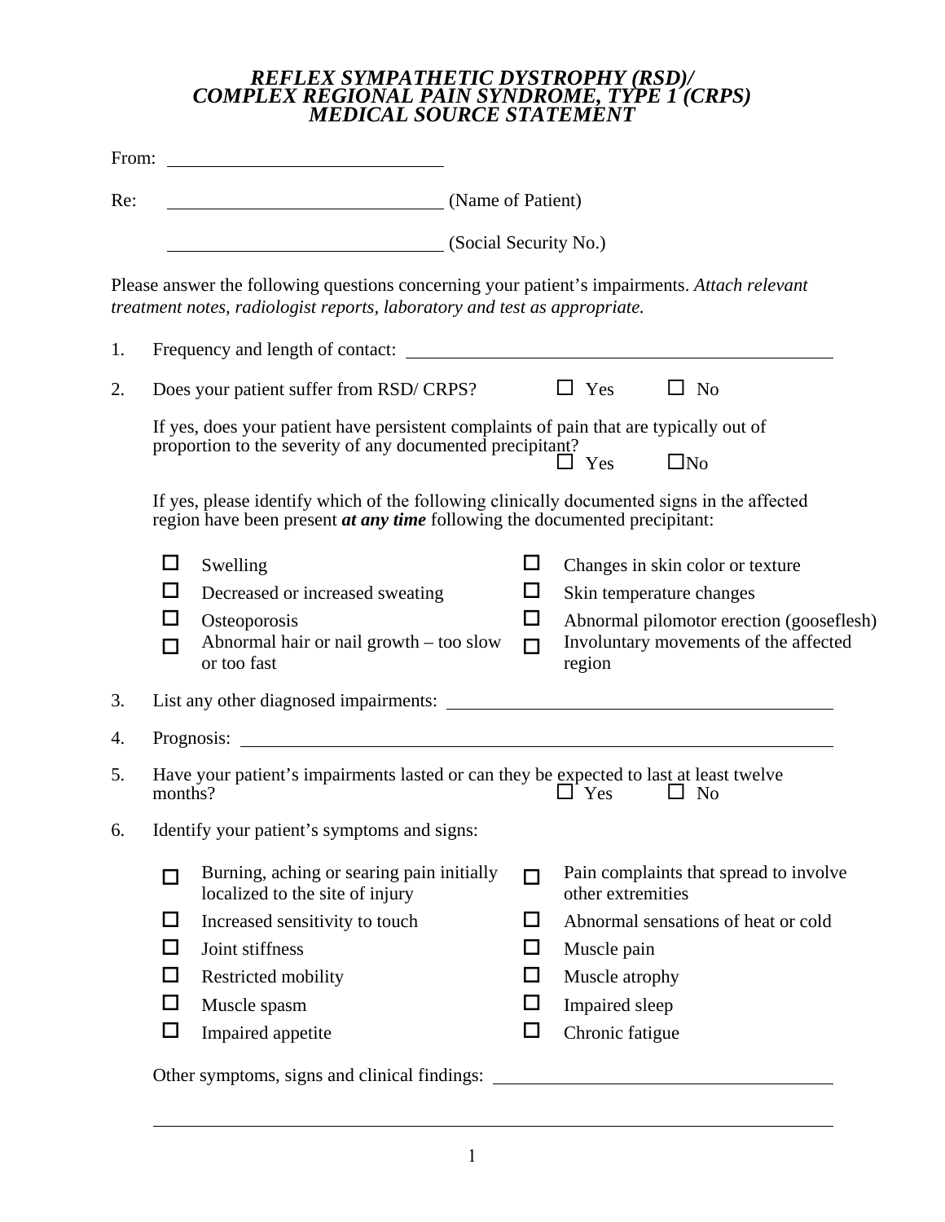# *REFLEX SYMPATHETIC DYSTROPHY (RSD)/ COMPLEX REGIONAL PAIN SYNDROME, TYPE 1 (CRPS) MEDICAL SOURCE STATEMENT*

From: ______________________________

Re: ______________________________ (Name of Patient)

______________________________ (Social Security No.)

Please answer the following questions concerning your patient's impairments. *Attach relevant treatment notes, radiologist reports, laboratory and test as appropriate.*

1. Frequency and length of contact: ______________________________

2. Does your patient suffer from RSD/ CRPS? ☐ Yes ☐ No

   If yes, does your patient have persistent complaints of pain that are typically out of proportion to the severity of any documented precipitant? ☐ Yes ☐No

   If yes, please identify which of the following clinically documented signs in the affected region have been present ***at any time*** following the documented precipitant:

   - ☐ Swelling
   - ☐ Decreased or increased sweating
   - ☐ Osteoporosis
   - ☐ Abnormal hair or nail growth – too slow or too fast
   - ☐ Changes in skin color or texture
   - ☐ Skin temperature changes
   - ☐ Abnormal pilomotor erection (gooseflesh)
   - ☐ Involuntary movements of the affected region

3. List any other diagnosed impairments: ______________________________

4. Prognosis: ______________________________

5. Have your patient's impairments lasted or can they be expected to last at least twelve months? ☐ Yes ☐ No

6. Identify your patient's symptoms and signs:

   - ☐ Burning, aching or searing pain initially localized to the site of injury
   - ☐ Increased sensitivity to touch
   - ☐ Joint stiffness
   - ☐ Restricted mobility
   - ☐ Muscle spasm
   - ☐ Impaired appetite
   - ☐ Pain complaints that spread to involve other extremities
   - ☐ Abnormal sensations of heat or cold
   - ☐ Muscle pain
   - ☐ Muscle atrophy
   - ☐ Impaired sleep
   - ☐ Chronic fatigue

   Other symptoms, signs and clinical findings: ______________________________

   ______________________________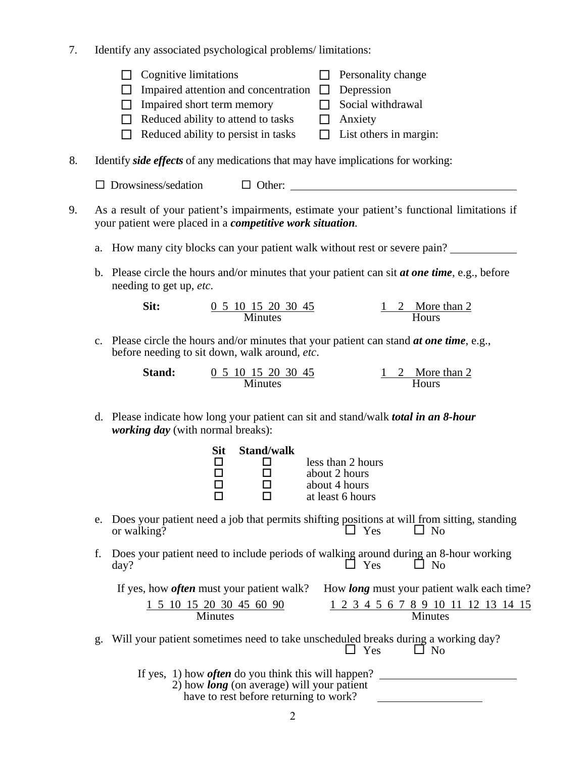7. Identify any associated psychological problems/ limitations:

- ☐ Cognitive limitations
- ☐ Impaired attention and concentration
- ☐ Impaired short term memory
- ☐ Reduced ability to attend to tasks
- ☐ Reduced ability to persist in tasks
- ☐ Personality change
- ☐ Depression
- ☐ Social withdrawal
- ☐ Anxiety
- ☐ List others in margin:

8. Identify ***side effects*** of any medications that may have implications for working:

☐ Drowsiness/sedation ☐ Other: ____________________

9. As a result of your patient's impairments, estimate your patient's functional limitations if your patient were placed in a ***competitive work situation.***

a. How many city blocks can your patient walk without rest or severe pain? ____________

b. Please circle the hours and/or minutes that your patient can sit ***at one time***, e.g., before needing to get up, *etc*.

**Sit:** 0 5 10 15 20 30 45 Minutes 1 2 More than 2 Hours

c. Please circle the hours and/or minutes that your patient can stand ***at one time***, e.g., before needing to sit down, walk around, *etc*.

**Stand:** 0 5 10 15 20 30 45 Minutes 1 2 More than 2 Hours

d. Please indicate how long your patient can sit and stand/walk ***total in an 8-hour working day*** (with normal breaks):

| Sit | Stand/walk | |
|---|---|---|
| ☐ | ☐ | less than 2 hours |
| ☐ | ☐ | about 2 hours |
| ☐ | ☐ | about 4 hours |
| ☐ | ☐ | at least 6 hours |

e. Does your patient need a job that permits shifting positions at will from sitting, standing or walking? ☐ Yes ☐ No

f. Does your patient need to include periods of walking around during an 8-hour working day? ☐ Yes ☐ No

If yes, how ***often*** must your patient walk? 1 5 10 15 20 30 45 60 90 Minutes

How ***long*** must your patient walk each time? 1 2 3 4 5 6 7 8 9 10 11 12 13 14 15 Minutes

g. Will your patient sometimes need to take unscheduled breaks during a working day? ☐ Yes ☐ No

If yes, 1) how ***often*** do you think this will happen? ____________

2) how ***long*** (on average) will your patient have to rest before returning to work? ____________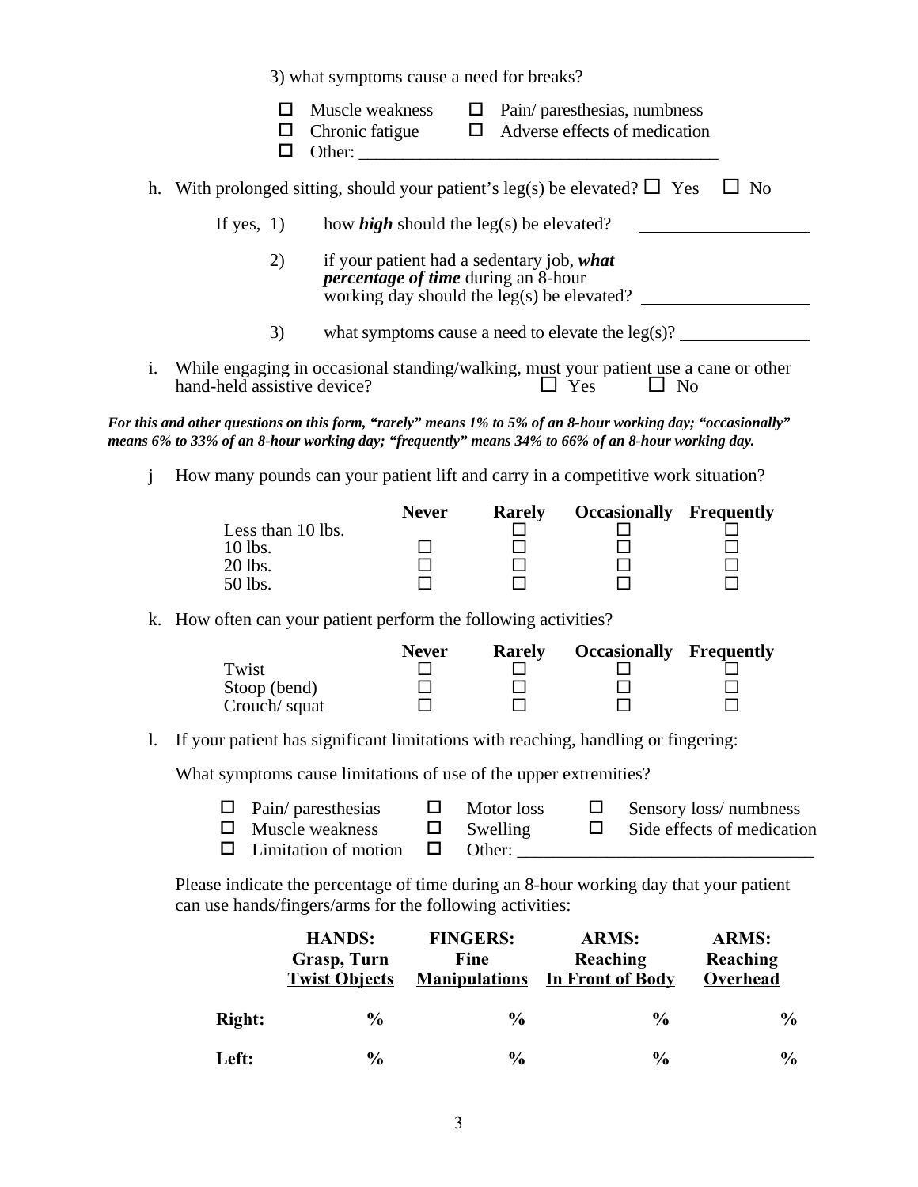3) what symptoms cause a need for breaks?

- ☐ Muscle weakness ☐ Pain/ paresthesias, numbness
- ☐ Chronic fatigue ☐ Adverse effects of medication
- ☐ Other: ________________________________________

h. With prolonged sitting, should your patient's leg(s) be elevated? ☐ Yes ☐ No

If yes, 1) how ***high*** should the leg(s) be elevated? __________________

2) if your patient had a sedentary job, ***what percentage of time*** during an 8-hour working day should the leg(s) be elevated? __________________

3) what symptoms cause a need to elevate the leg(s)? ______________

i. While engaging in occasional standing/walking, must your patient use a cane or other hand-held assistive device? ☐ Yes ☐ No

***For this and other questions on this form, "rarely" means 1% to 5% of an 8-hour working day; "occasionally" means 6% to 33% of an 8-hour working day; "frequently" means 34% to 66% of an 8-hour working day.***

j How many pounds can your patient lift and carry in a competitive work situation?

| | Never | Rarely | Occasionally | Frequently |
|---|---|---|---|---|
| Less than 10 lbs. | ☐ | ☐ | ☐ | ☐ |
| 10 lbs. | ☐ | ☐ | ☐ | ☐ |
| 20 lbs. | ☐ | ☐ | ☐ | ☐ |
| 50 lbs. | ☐ | ☐ | ☐ | ☐ |

k. How often can your patient perform the following activities?

| | Never | Rarely | Occasionally | Frequently |
|---|---|---|---|---|
| Twist | ☐ | ☐ | ☐ | ☐ |
| Stoop (bend) | ☐ | ☐ | ☐ | ☐ |
| Crouch/ squat | ☐ | ☐ | ☐ | ☐ |

l. If your patient has significant limitations with reaching, handling or fingering:

What symptoms cause limitations of use of the upper extremities?

- ☐ Pain/ paresthesias ☐ Motor loss ☐ Sensory loss/ numbness
- ☐ Muscle weakness ☐ Swelling ☐ Side effects of medication
- ☐ Limitation of motion ☐ Other: ________________________________

Please indicate the percentage of time during an 8-hour working day that your patient can use hands/fingers/arms for the following activities:

| | **HANDS:** Grasp, Turn Twist Objects | **FINGERS:** Fine Manipulations | **ARMS:** Reaching In Front of Body | **ARMS:** Reaching Overhead |
|---|---|---|---|---|
| **Right:** | % | % | % | % |
| **Left:** | % | % | % | % |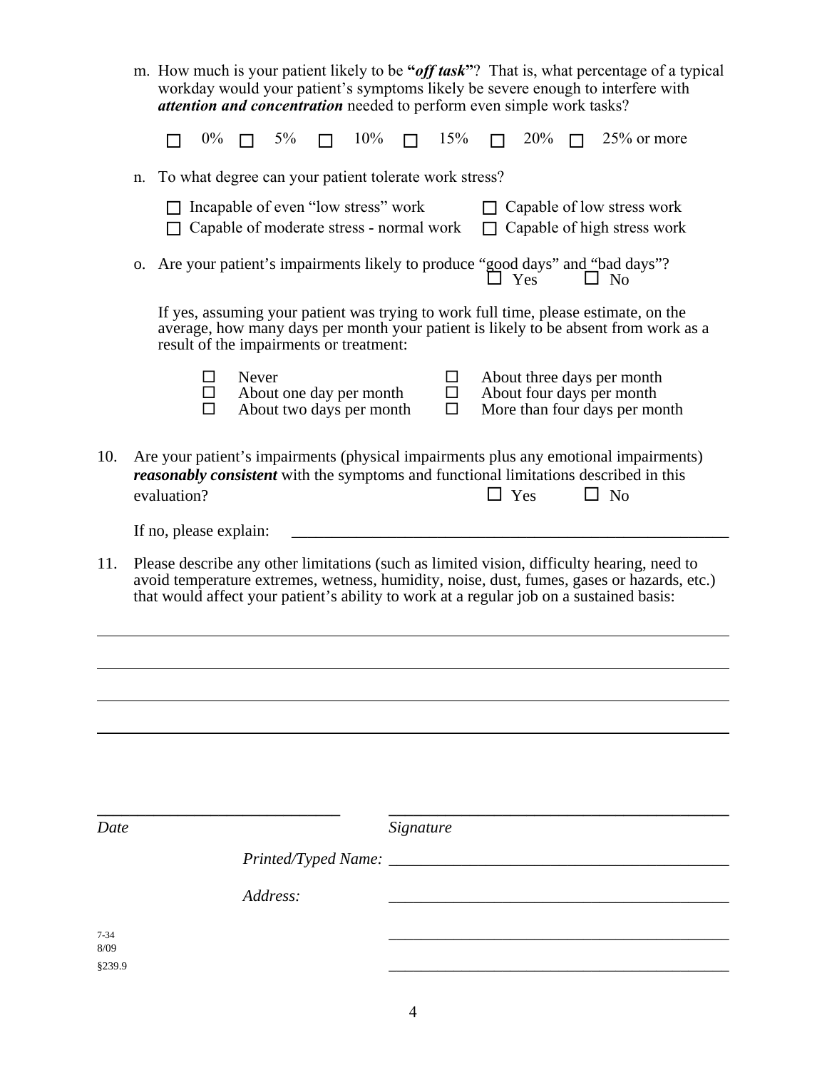m. How much is your patient likely to be **"*off task*"**? That is, what percentage of a typical workday would your patient's symptoms likely be severe enough to interfere with ***attention and concentration*** needed to perform even simple work tasks?

☐ 0% ☐ 5% ☐ 10% ☐ 15% ☐ 20% ☐ 25% or more

n. To what degree can your patient tolerate work stress?

☐ Incapable of even "low stress" work ☐ Capable of low stress work
☐ Capable of moderate stress - normal work ☐ Capable of high stress work

o. Are your patient's impairments likely to produce "good days" and "bad days"? ☐ Yes ☐ No

If yes, assuming your patient was trying to work full time, please estimate, on the average, how many days per month your patient is likely to be absent from work as a result of the impairments or treatment:

☐ Never
☐ About one day per month
☐ About two days per month
☐ About three days per month
☐ About four days per month
☐ More than four days per month

10. Are your patient's impairments (physical impairments plus any emotional impairments) ***reasonably consistent*** with the symptoms and functional limitations described in this evaluation? ☐ Yes ☐ No

If no, please explain: \_\_\_\_\_\_\_\_\_\_\_\_\_\_\_\_\_\_\_\_\_\_\_\_\_\_\_\_\_\_\_\_\_\_\_\_\_\_\_\_\_\_\_\_\_\_\_\_

11. Please describe any other limitations (such as limited vision, difficulty hearing, need to avoid temperature extremes, wetness, humidity, noise, dust, fumes, gases or hazards, etc.) that would affect your patient's ability to work at a regular job on a sustained basis:

\_\_\_\_\_\_\_\_\_\_\_\_\_\_\_\_\_\_\_\_\_\_\_\_\_\_\_\_\_\_\_\_\_\_\_\_\_\_\_\_\_\_\_\_\_\_\_\_\_\_\_\_\_\_\_\_\_\_\_\_\_\_\_\_\_\_\_\_\_\_

\_\_\_\_\_\_\_\_\_\_\_\_\_\_\_\_\_\_\_\_\_\_\_\_\_\_\_\_\_\_\_\_\_\_\_\_\_\_\_\_\_\_\_\_\_\_\_\_\_\_\_\_\_\_\_\_\_\_\_\_\_\_\_\_\_\_\_\_\_\_

\_\_\_\_\_\_\_\_\_\_\_\_\_\_\_\_\_\_\_\_\_\_\_\_\_\_\_\_\_\_\_\_\_\_\_\_\_\_\_\_\_\_\_\_\_\_\_\_\_\_\_\_\_\_\_\_\_\_\_\_\_\_\_\_\_\_\_\_\_\_

\_\_\_\_\_\_\_\_\_\_\_\_\_\_\_\_\_\_\_\_\_\_\_\_\_\_\_\_\_\_\_\_\_\_\_\_\_\_\_\_\_\_\_\_\_\_\_\_\_\_\_\_\_\_\_\_\_\_\_\_\_\_\_\_\_\_\_\_\_\_

\_\_\_\_\_\_\_\_\_\_\_\_\_\_\_\_\_\_\_\_\_\_\_\_\_\_ \_\_\_\_\_\_\_\_\_\_\_\_\_\_\_\_\_\_\_\_\_\_\_\_\_\_\_\_\_\_\_\_\_\_\_\_
*Date* *Signature*

*Printed/Typed Name:* \_\_\_\_\_\_\_\_\_\_\_\_\_\_\_\_\_\_\_\_\_\_\_\_\_\_\_\_\_\_\_\_\_\_\_\_

*Address:* \_\_\_\_\_\_\_\_\_\_\_\_\_\_\_\_\_\_\_\_\_\_\_\_\_\_\_\_\_\_\_\_\_\_\_\_

\_\_\_\_\_\_\_\_\_\_\_\_\_\_\_\_\_\_\_\_\_\_\_\_\_\_\_\_\_\_\_\_\_\_\_\_

\_\_\_\_\_\_\_\_\_\_\_\_\_\_\_\_\_\_\_\_\_\_\_\_\_\_\_\_\_\_\_\_\_\_\_\_

7-34
8/09
§239.9